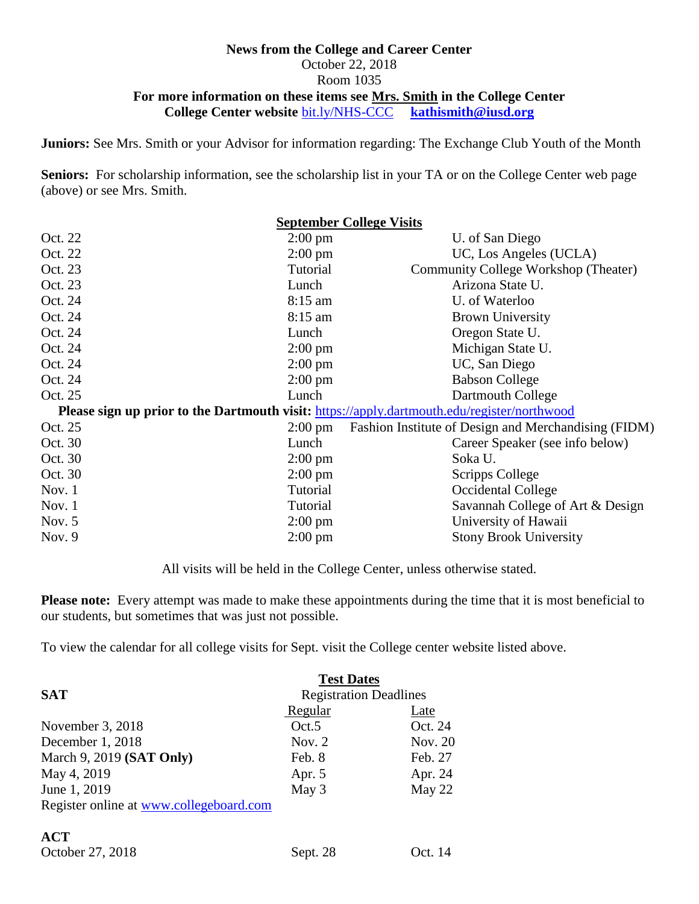**News from the College and Career Center**
October 22, 2018
Room 1035
**For more information on these items see <u>Mrs. Smith</u> in the College Center**
**College Center website** bit.ly/NHS-CCC **kathismith@iusd.org**

**Juniors:** See Mrs. Smith or your Advisor for information regarding: The Exchange Club Youth of the Month

**Seniors:** For scholarship information, see the scholarship list in your TA or on the College Center web page (above) or see Mrs. Smith.

**September College Visits**

| Date | Time | Visit |
|---|---|---|
| Oct. 22 | 2:00 pm | U. of San Diego |
| Oct. 22 | 2:00 pm | UC, Los Angeles (UCLA) |
| Oct. 23 | Tutorial | Community College Workshop (Theater) |
| Oct. 23 | Lunch | Arizona State U. |
| Oct. 24 | 8:15 am | U. of Waterloo |
| Oct. 24 | 8:15 am | Brown University |
| Oct. 24 | Lunch | Oregon State U. |
| Oct. 24 | 2:00 pm | Michigan State U. |
| Oct. 24 | 2:00 pm | UC, San Diego |
| Oct. 24 | 2:00 pm | Babson College |
| Oct. 25 | Lunch | Dartmouth College |
| **Please sign up prior to the Dartmouth visit:** https://apply.dartmouth.edu/register/northwood | | |
| Oct. 25 | 2:00 pm | Fashion Institute of Design and Merchandising (FIDM) |
| Oct. 30 | Lunch | Career Speaker (see info below) |
| Oct. 30 | 2:00 pm | Soka U. |
| Oct. 30 | 2:00 pm | Scripps College |
| Nov. 1 | Tutorial | Occidental College |
| Nov. 1 | Tutorial | Savannah College of Art & Design |
| Nov. 5 | 2:00 pm | University of Hawaii |
| Nov. 9 | 2:00 pm | Stony Brook University |

All visits will be held in the College Center, unless otherwise stated.

**Please note:** Every attempt was made to make these appointments during the time that it is most beneficial to our students, but sometimes that was just not possible.

To view the calendar for all college visits for Sept. visit the College center website listed above.

**Test Dates**

| **SAT** | Registration Deadlines | |
|---|---|---|
| | Regular | Late |
| November 3, 2018 | Oct.5 | Oct. 24 |
| December 1, 2018 | Nov. 2 | Nov. 20 |
| March 9, 2019 **(SAT Only)** | Feb. 8 | Feb. 27 |
| May 4, 2019 | Apr. 5 | Apr. 24 |
| June 1, 2019 | May 3 | May 22 |

Register online at www.collegeboard.com

| **ACT** | | |
|---|---|---|
| October 27, 2018 | Sept. 28 | Oct. 14 |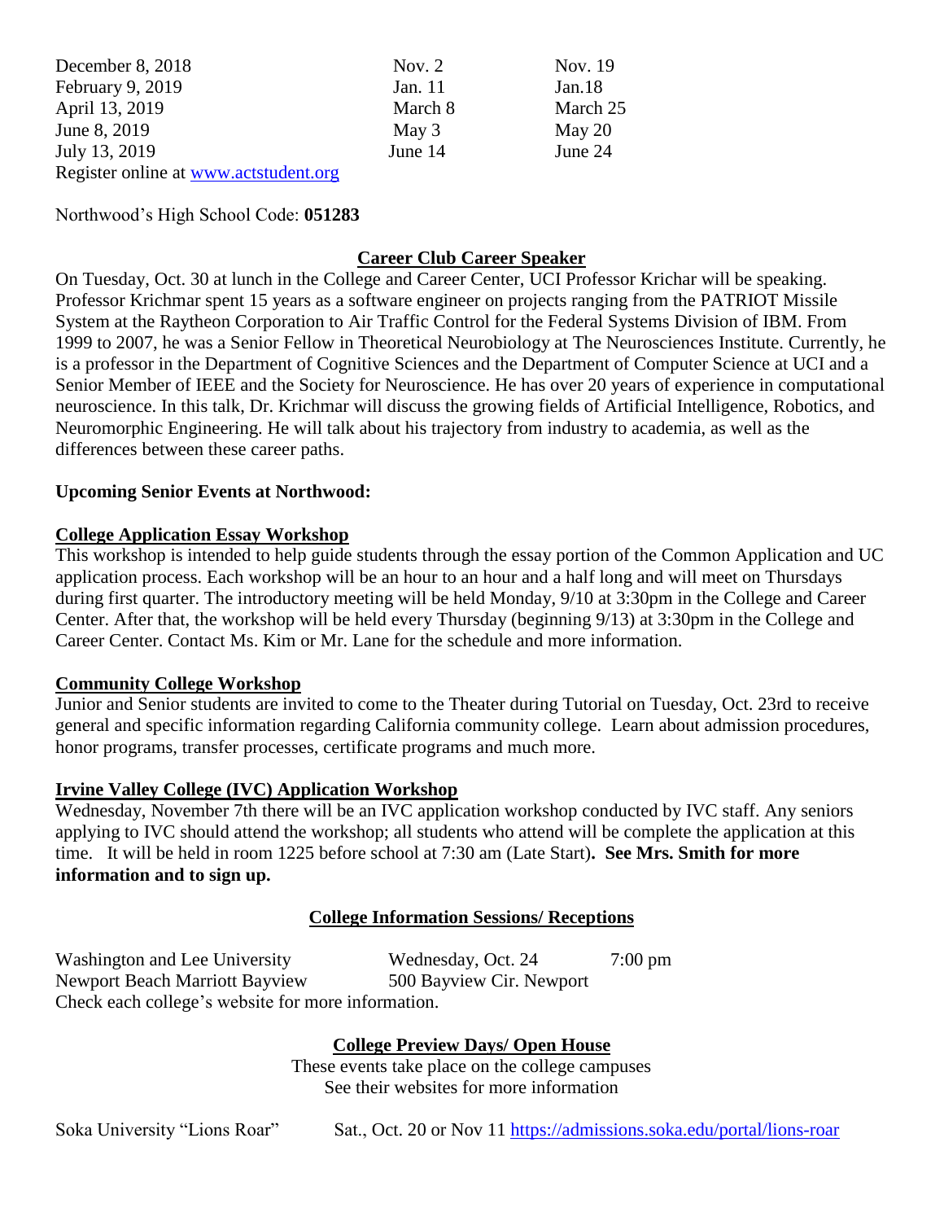| | | |
|---|---|---|
| December 8, 2018 | Nov. 2 | Nov. 19 |
| February 9, 2019 | Jan. 11 | Jan.18 |
| April 13, 2019 | March 8 | March 25 |
| June 8, 2019 | May 3 | May 20 |
| July 13, 2019 | June 14 | June 24 |

Register online at www.actstudent.org

Northwood's High School Code: **051283**

## Career Club Career Speaker

On Tuesday, Oct. 30 at lunch in the College and Career Center, UCI Professor Krichar will be speaking. Professor Krichmar spent 15 years as a software engineer on projects ranging from the PATRIOT Missile System at the Raytheon Corporation to Air Traffic Control for the Federal Systems Division of IBM. From 1999 to 2007, he was a Senior Fellow in Theoretical Neurobiology at The Neurosciences Institute. Currently, he is a professor in the Department of Cognitive Sciences and the Department of Computer Science at UCI and a Senior Member of IEEE and the Society for Neuroscience. He has over 20 years of experience in computational neuroscience. In this talk, Dr. Krichmar will discuss the growing fields of Artificial Intelligence, Robotics, and Neuromorphic Engineering. He will talk about his trajectory from industry to academia, as well as the differences between these career paths.

**Upcoming Senior Events at Northwood:**

### College Application Essay Workshop

This workshop is intended to help guide students through the essay portion of the Common Application and UC application process. Each workshop will be an hour to an hour and a half long and will meet on Thursdays during first quarter. The introductory meeting will be held Monday, 9/10 at 3:30pm in the College and Career Center. After that, the workshop will be held every Thursday (beginning 9/13) at 3:30pm in the College and Career Center. Contact Ms. Kim or Mr. Lane for the schedule and more information.

### Community College Workshop

Junior and Senior students are invited to come to the Theater during Tutorial on Tuesday, Oct. 23rd to receive general and specific information regarding California community college. Learn about admission procedures, honor programs, transfer processes, certificate programs and much more.

### Irvine Valley College (IVC) Application Workshop

Wednesday, November 7th there will be an IVC application workshop conducted by IVC staff. Any seniors applying to IVC should attend the workshop; all students who attend will be complete the application at this time. It will be held in room 1225 before school at 7:30 am (Late Start)**. See Mrs. Smith for more information and to sign up.**

## College Information Sessions/ Receptions

| | | |
|---|---|---|
| Washington and Lee University | Wednesday, Oct. 24 | 7:00 pm |
| Newport Beach Marriott Bayview | 500 Bayview Cir. Newport | |

Check each college's website for more information.

## College Preview Days/ Open House

These events take place on the college campuses
See their websites for more information

Soka University "Lions Roar" Sat., Oct. 20 or Nov 11 https://admissions.soka.edu/portal/lions-roar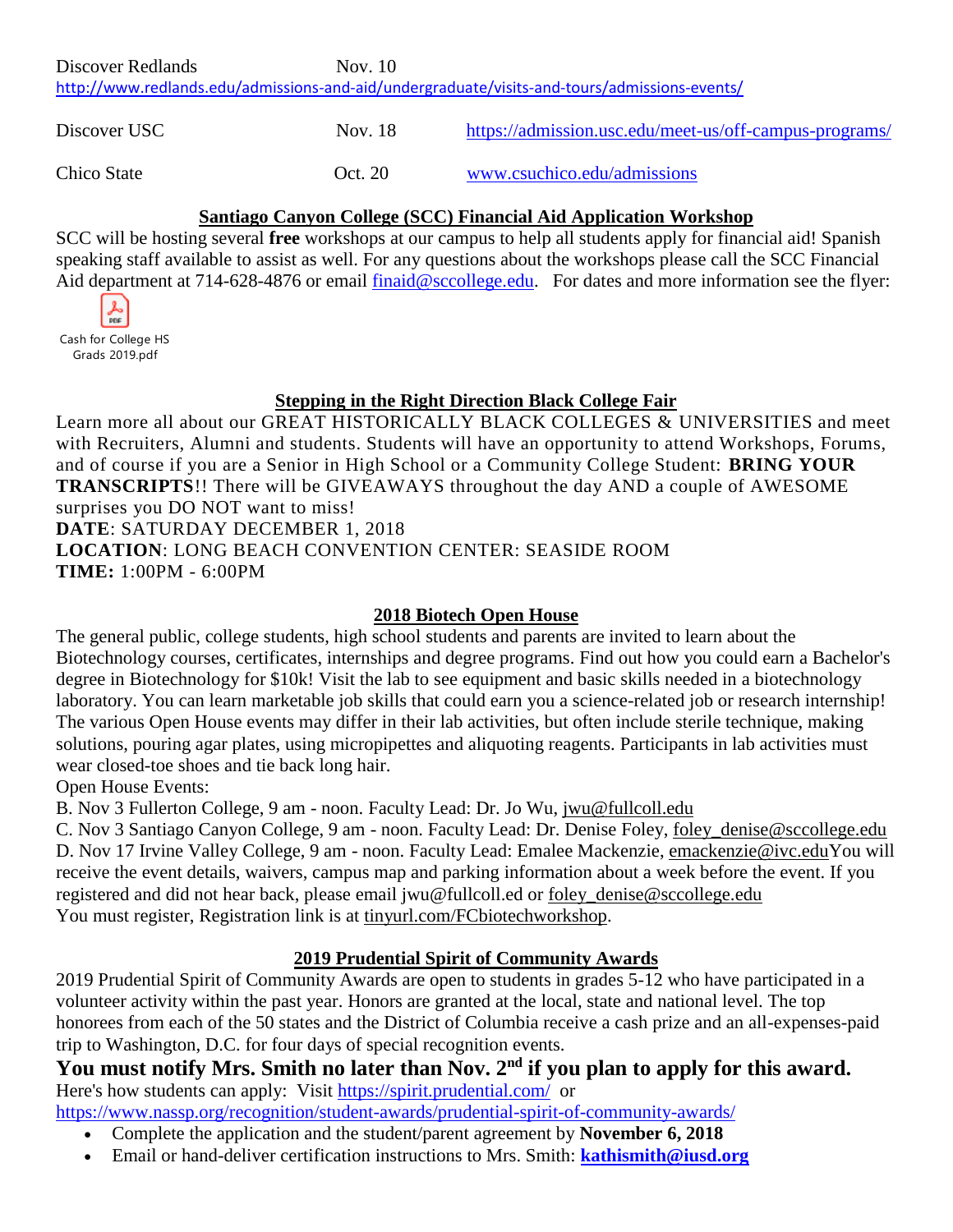Discover Redlands Nov. 10
http://www.redlands.edu/admissions-and-aid/undergraduate/visits-and-tours/admissions-events/

| | | |
|---|---|---|
| Discover USC | Nov. 18 | https://admission.usc.edu/meet-us/off-campus-programs/ |
| Chico State | Oct. 20 | www.csuchico.edu/admissions |

## Santiago Canyon College (SCC) Financial Aid Application Workshop

SCC will be hosting several **free** workshops at our campus to help all students apply for financial aid! Spanish speaking staff available to assist as well. For any questions about the workshops please call the SCC Financial Aid department at 714-628-4876 or email finaid@sccollege.edu. For dates and more information see the flyer:

Cash for College HS Grads 2019.pdf

## Stepping in the Right Direction Black College Fair

Learn more all about our GREAT HISTORICALLY BLACK COLLEGES & UNIVERSITIES and meet with Recruiters, Alumni and students. Students will have an opportunity to attend Workshops, Forums, and of course if you are a Senior in High School or a Community College Student: **BRING YOUR TRANSCRIPTS**!! There will be GIVEAWAYS throughout the day AND a couple of AWESOME surprises you DO NOT want to miss!
**DATE**: SATURDAY DECEMBER 1, 2018
**LOCATION**: LONG BEACH CONVENTION CENTER: SEASIDE ROOM
**TIME:** 1:00PM - 6:00PM

## 2018 Biotech Open House

The general public, college students, high school students and parents are invited to learn about the Biotechnology courses, certificates, internships and degree programs. Find out how you could earn a Bachelor's degree in Biotechnology for $10k! Visit the lab to see equipment and basic skills needed in a biotechnology laboratory. You can learn marketable job skills that could earn you a science-related job or research internship! The various Open House events may differ in their lab activities, but often include sterile technique, making solutions, pouring agar plates, using micropipettes and aliquoting reagents. Participants in lab activities must wear closed-toe shoes and tie back long hair.
Open House Events:
B. Nov 3 Fullerton College, 9 am - noon. Faculty Lead: Dr. Jo Wu, jwu@fullcoll.edu
C. Nov 3 Santiago Canyon College, 9 am - noon. Faculty Lead: Dr. Denise Foley, foley_denise@sccollege.edu
D. Nov 17 Irvine Valley College, 9 am - noon. Faculty Lead: Emalee Mackenzie, emackenzie@ivc.eduYou will receive the event details, waivers, campus map and parking information about a week before the event. If you registered and did not hear back, please email jwu@fullcoll.ed or foley_denise@sccollege.edu
You must register, Registration link is at tinyurl.com/FCbiotechworkshop.

## 2019 Prudential Spirit of Community Awards

2019 Prudential Spirit of Community Awards are open to students in grades 5-12 who have participated in a volunteer activity within the past year. Honors are granted at the local, state and national level. The top honorees from each of the 50 states and the District of Columbia receive a cash prize and an all-expenses-paid trip to Washington, D.C. for four days of special recognition events.

**You must notify Mrs. Smith no later than Nov. 2nd if you plan to apply for this award.**

Here's how students can apply: Visit https://spirit.prudential.com/ or https://www.nassp.org/recognition/student-awards/prudential-spirit-of-community-awards/

- Complete the application and the student/parent agreement by **November 6, 2018**
- Email or hand-deliver certification instructions to Mrs. Smith: **kathismith@iusd.org**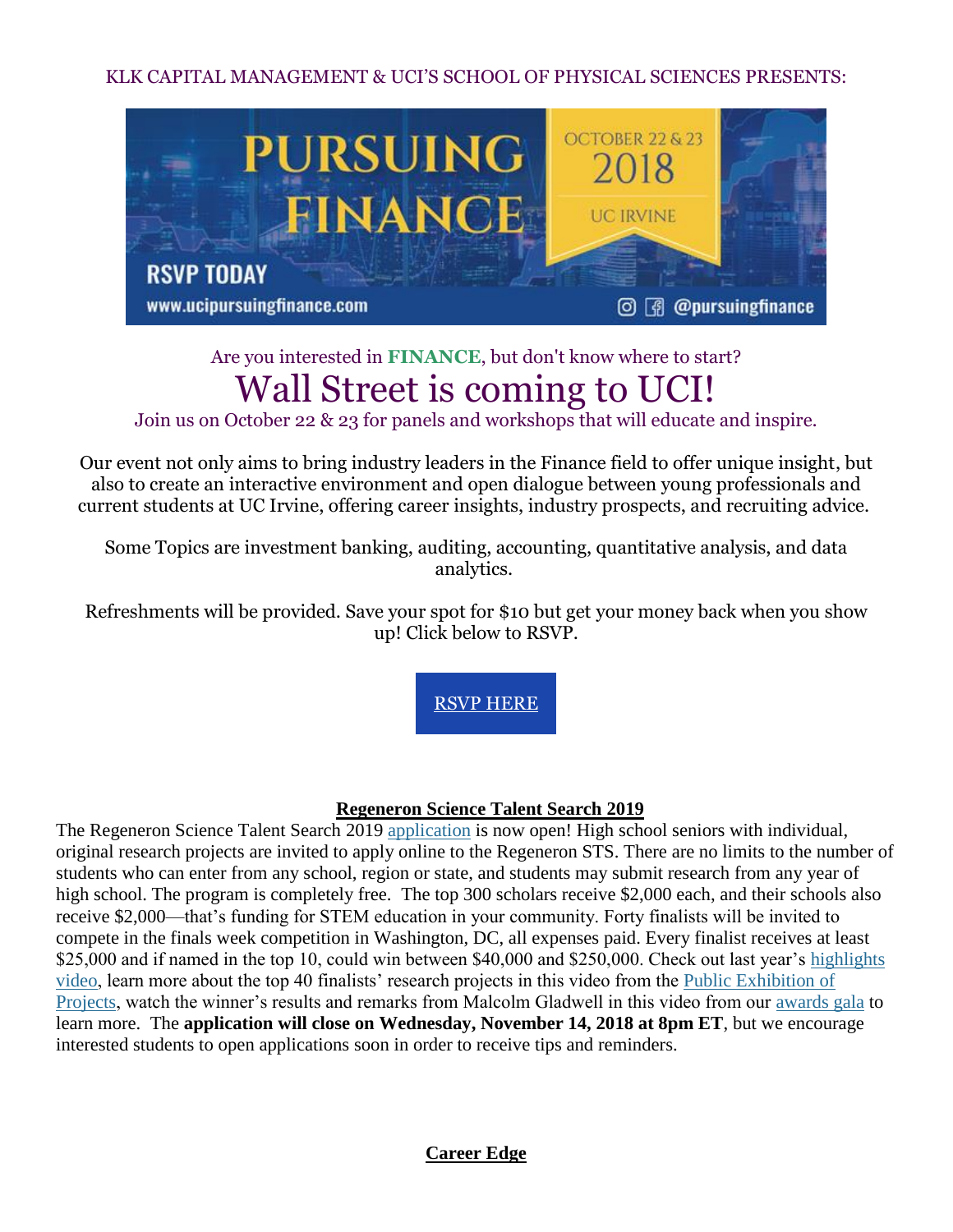KLK CAPITAL MANAGEMENT & UCI'S SCHOOL OF PHYSICAL SCIENCES PRESENTS:

PURSUING FINANCE

OCTOBER 22 & 23 2018

UC IRVINE

RSVP TODAY

www.ucipursuingfinance.com

@pursuingfinance

Are you interested in **FINANCE**, but don't know where to start?

# Wall Street is coming to UCI!

Join us on October 22 & 23 for panels and workshops that will educate and inspire.

Our event not only aims to bring industry leaders in the Finance field to offer unique insight, but also to create an interactive environment and open dialogue between young professionals and current students at UC Irvine, offering career insights, industry prospects, and recruiting advice.

Some Topics are investment banking, auditing, accounting, quantitative analysis, and data analytics.

Refreshments will be provided. Save your spot for $10 but get your money back when you show up! Click below to RSVP.

RSVP HERE

## Regeneron Science Talent Search 2019

The Regeneron Science Talent Search 2019 application is now open! High school seniors with individual, original research projects are invited to apply online to the Regeneron STS. There are no limits to the number of students who can enter from any school, region or state, and students may submit research from any year of high school. The program is completely free. The top 300 scholars receive $2,000 each, and their schools also receive $2,000—that's funding for STEM education in your community. Forty finalists will be invited to compete in the finals week competition in Washington, DC, all expenses paid. Every finalist receives at least $25,000 and if named in the top 10, could win between $40,000 and $250,000. Check out last year's highlights video, learn more about the top 40 finalists' research projects in this video from the Public Exhibition of Projects, watch the winner's results and remarks from Malcolm Gladwell in this video from our awards gala to learn more. The **application will close on Wednesday, November 14, 2018 at 8pm ET**, but we encourage interested students to open applications soon in order to receive tips and reminders.

## Career Edge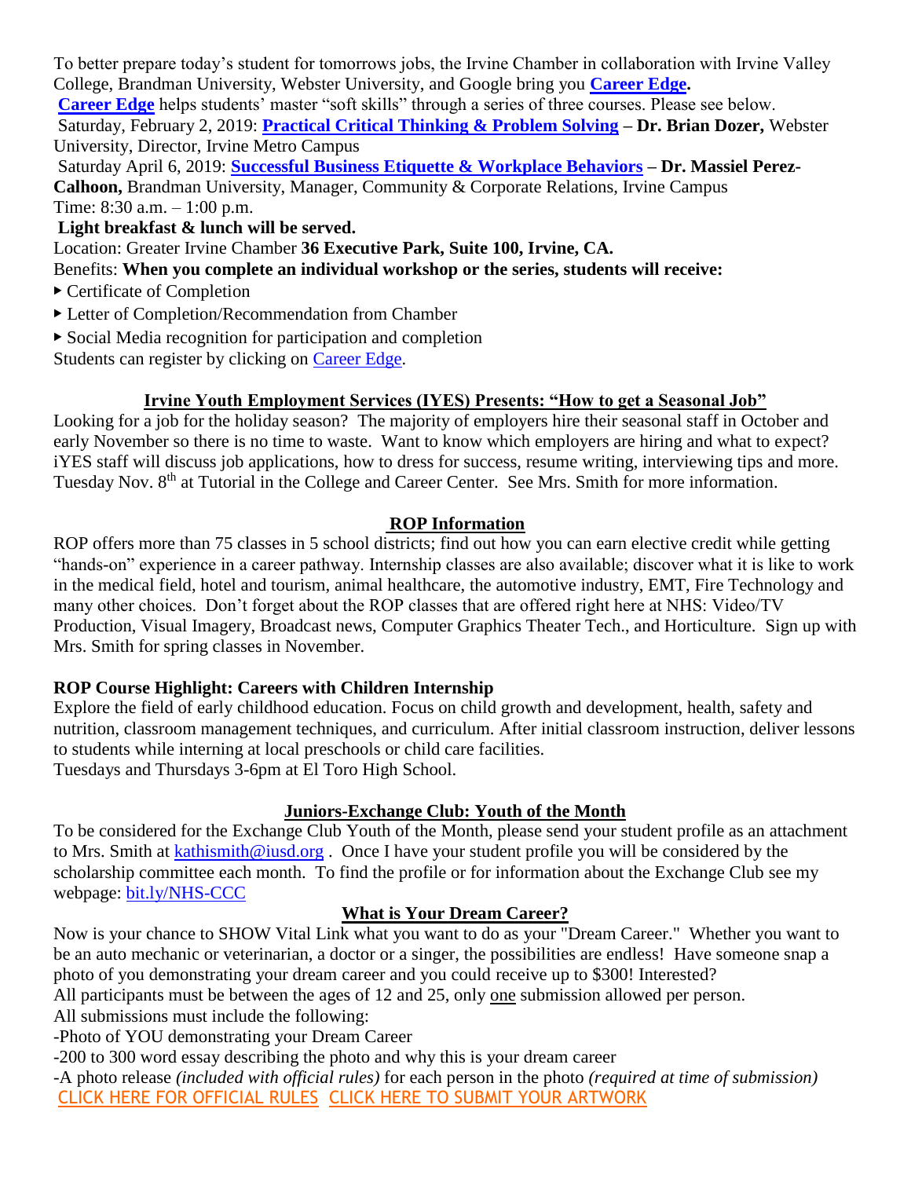To better prepare today's student for tomorrows jobs, the Irvine Chamber in collaboration with Irvine Valley College, Brandman University, Webster University, and Google bring you **Career Edge.**

**Career Edge** helps students' master "soft skills" through a series of three courses. Please see below.

Saturday, February 2, 2019: **Practical Critical Thinking & Problem Solving – Dr. Brian Dozer,** Webster University, Director, Irvine Metro Campus

Saturday April 6, 2019: **Successful Business Etiquette & Workplace Behaviors – Dr. Massiel Perez-Calhoon,** Brandman University, Manager, Community & Corporate Relations, Irvine Campus

Time: 8:30 a.m. – 1:00 p.m.

**Light breakfast & lunch will be served.**

Location: Greater Irvine Chamber **36 Executive Park, Suite 100, Irvine, CA.**

Benefits: **When you complete an individual workshop or the series, students will receive:**

- Certificate of Completion
- Letter of Completion/Recommendation from Chamber
- Social Media recognition for participation and completion

Students can register by clicking on Career Edge.

## Irvine Youth Employment Services (IYES) Presents: "How to get a Seasonal Job"

Looking for a job for the holiday season? The majority of employers hire their seasonal staff in October and early November so there is no time to waste. Want to know which employers are hiring and what to expect? iYES staff will discuss job applications, how to dress for success, resume writing, interviewing tips and more. Tuesday Nov. 8th at Tutorial in the College and Career Center. See Mrs. Smith for more information.

## ROP Information

ROP offers more than 75 classes in 5 school districts; find out how you can earn elective credit while getting "hands-on" experience in a career pathway. Internship classes are also available; discover what it is like to work in the medical field, hotel and tourism, animal healthcare, the automotive industry, EMT, Fire Technology and many other choices. Don't forget about the ROP classes that are offered right here at NHS: Video/TV Production, Visual Imagery, Broadcast news, Computer Graphics Theater Tech., and Horticulture. Sign up with Mrs. Smith for spring classes in November.

**ROP Course Highlight: Careers with Children Internship**

Explore the field of early childhood education. Focus on child growth and development, health, safety and nutrition, classroom management techniques, and curriculum. After initial classroom instruction, deliver lessons to students while interning at local preschools or child care facilities.

Tuesdays and Thursdays 3-6pm at El Toro High School.

## Juniors-Exchange Club: Youth of the Month

To be considered for the Exchange Club Youth of the Month, please send your student profile as an attachment to Mrs. Smith at kathismith@iusd.org . Once I have your student profile you will be considered by the scholarship committee each month. To find the profile or for information about the Exchange Club see my webpage: bit.ly/NHS-CCC

## What is Your Dream Career?

Now is your chance to SHOW Vital Link what you want to do as your "Dream Career." Whether you want to be an auto mechanic or veterinarian, a doctor or a singer, the possibilities are endless! Have someone snap a photo of you demonstrating your dream career and you could receive up to $300! Interested?

All participants must be between the ages of 12 and 25, only one submission allowed per person.

All submissions must include the following:

-Photo of YOU demonstrating your Dream Career

-200 to 300 word essay describing the photo and why this is your dream career

-A photo release *(included with official rules)* for each person in the photo *(required at time of submission)*

CLICK HERE FOR OFFICIAL RULES CLICK HERE TO SUBMIT YOUR ARTWORK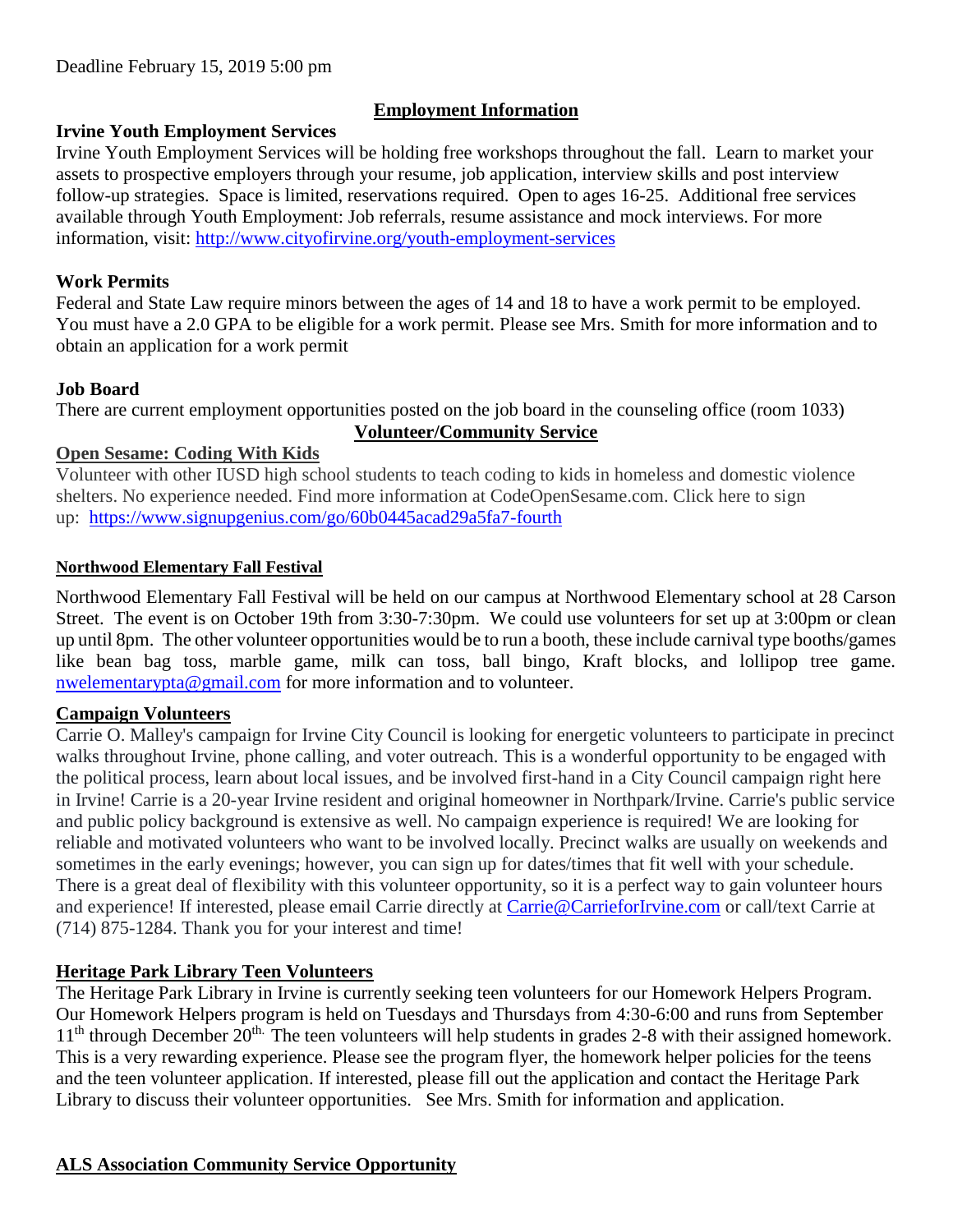Deadline February 15, 2019 5:00 pm

## Employment Information

**Irvine Youth Employment Services**

Irvine Youth Employment Services will be holding free workshops throughout the fall. Learn to market your assets to prospective employers through your resume, job application, interview skills and post interview follow-up strategies. Space is limited, reservations required. Open to ages 16-25. Additional free services available through Youth Employment: Job referrals, resume assistance and mock interviews. For more information, visit: http://www.cityofirvine.org/youth-employment-services

**Work Permits**

Federal and State Law require minors between the ages of 14 and 18 to have a work permit to be employed. You must have a 2.0 GPA to be eligible for a work permit. Please see Mrs. Smith for more information and to obtain an application for a work permit

**Job Board**

There are current employment opportunities posted on the job board in the counseling office (room 1033)

## Volunteer/Community Service

**Open Sesame: Coding With Kids**

Volunteer with other IUSD high school students to teach coding to kids in homeless and domestic violence shelters. No experience needed. Find more information at CodeOpenSesame.com. Click here to sign up: https://www.signupgenius.com/go/60b0445acad29a5fa7-fourth

**Northwood Elementary Fall Festival**

Northwood Elementary Fall Festival will be held on our campus at Northwood Elementary school at 28 Carson Street. The event is on October 19th from 3:30-7:30pm. We could use volunteers for set up at 3:00pm or clean up until 8pm. The other volunteer opportunities would be to run a booth, these include carnival type booths/games like bean bag toss, marble game, milk can toss, ball bingo, Kraft blocks, and lollipop tree game. nwelementarypta@gmail.com for more information and to volunteer.

**Campaign Volunteers**

Carrie O. Malley's campaign for Irvine City Council is looking for energetic volunteers to participate in precinct walks throughout Irvine, phone calling, and voter outreach. This is a wonderful opportunity to be engaged with the political process, learn about local issues, and be involved first-hand in a City Council campaign right here in Irvine! Carrie is a 20-year Irvine resident and original homeowner in Northpark/Irvine. Carrie's public service and public policy background is extensive as well. No campaign experience is required! We are looking for reliable and motivated volunteers who want to be involved locally. Precinct walks are usually on weekends and sometimes in the early evenings; however, you can sign up for dates/times that fit well with your schedule. There is a great deal of flexibility with this volunteer opportunity, so it is a perfect way to gain volunteer hours and experience! If interested, please email Carrie directly at Carrie@CarrieforIrvine.com or call/text Carrie at (714) 875-1284. Thank you for your interest and time!

**Heritage Park Library Teen Volunteers**

The Heritage Park Library in Irvine is currently seeking teen volunteers for our Homework Helpers Program. Our Homework Helpers program is held on Tuesdays and Thursdays from 4:30-6:00 and runs from September 11th through December 20th. The teen volunteers will help students in grades 2-8 with their assigned homework. This is a very rewarding experience. Please see the program flyer, the homework helper policies for the teens and the teen volunteer application. If interested, please fill out the application and contact the Heritage Park Library to discuss their volunteer opportunities. See Mrs. Smith for information and application.

**ALS Association Community Service Opportunity**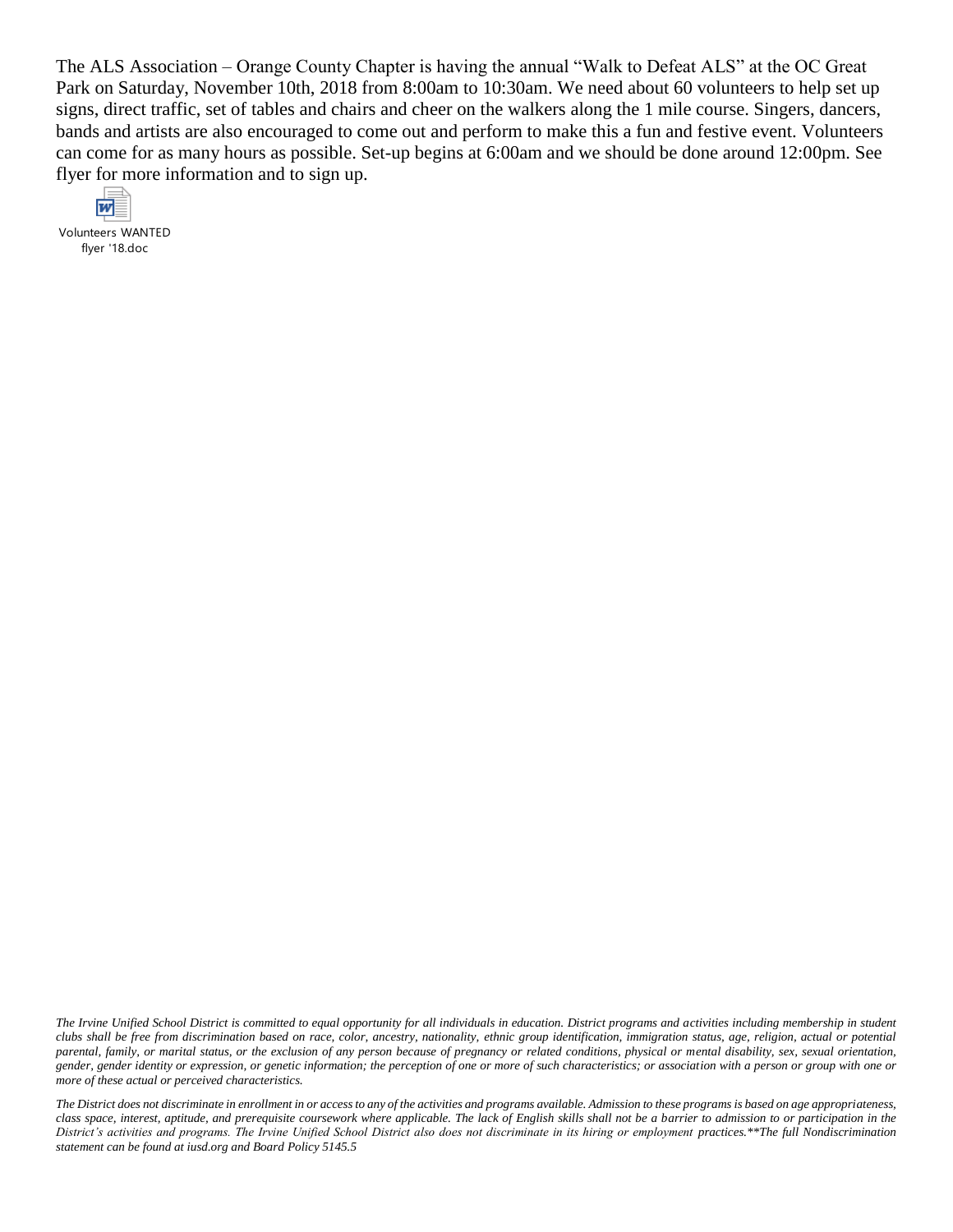The ALS Association – Orange County Chapter is having the annual "Walk to Defeat ALS" at the OC Great Park on Saturday, November 10th, 2018 from 8:00am to 10:30am. We need about 60 volunteers to help set up signs, direct traffic, set of tables and chairs and cheer on the walkers along the 1 mile course. Singers, dancers, bands and artists are also encouraged to come out and perform to make this a fun and festive event. Volunteers can come for as many hours as possible. Set-up begins at 6:00am and we should be done around 12:00pm. See flyer for more information and to sign up.

Volunteers WANTED flyer '18.doc

*The Irvine Unified School District is committed to equal opportunity for all individuals in education. District programs and activities including membership in student clubs shall be free from discrimination based on race, color, ancestry, nationality, ethnic group identification, immigration status, age, religion, actual or potential parental, family, or marital status, or the exclusion of any person because of pregnancy or related conditions, physical or mental disability, sex, sexual orientation, gender, gender identity or expression, or genetic information; the perception of one or more of such characteristics; or association with a person or group with one or more of these actual or perceived characteristics.*

*The District does not discriminate in enrollment in or access to any of the activities and programs available. Admission to these programs is based on age appropriateness, class space, interest, aptitude, and prerequisite coursework where applicable. The lack of English skills shall not be a barrier to admission to or participation in the District's activities and programs. The Irvine Unified School District also does not discriminate in its hiring or employment practices.**The full Nondiscrimination statement can be found at iusd.org and Board Policy 5145.5*